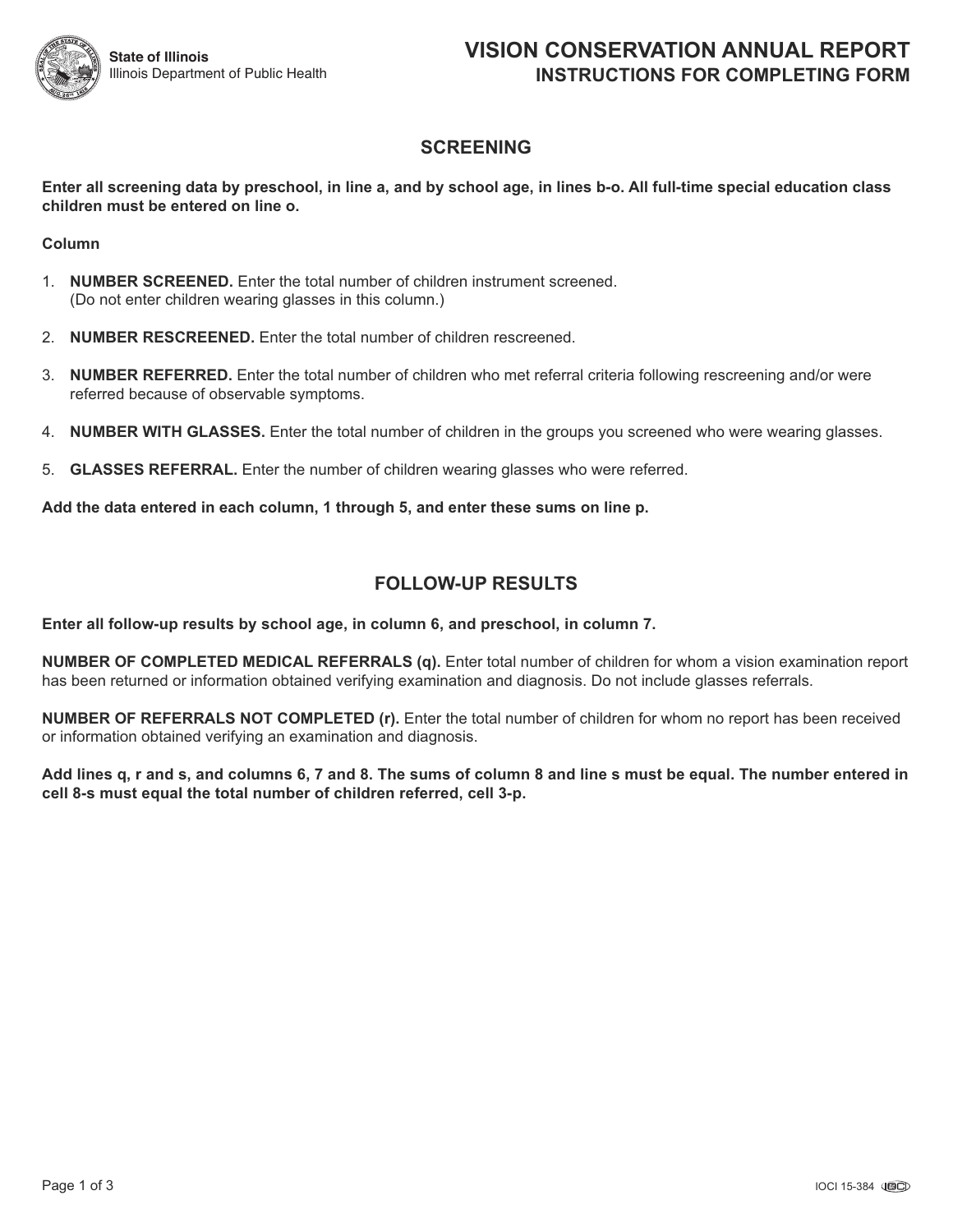State of Illinois
Illinois Department of Public Health

# VISION CONSERVATION ANNUAL REPORT
## INSTRUCTIONS FOR COMPLETING FORM

## SCREENING

**Enter all screening data by preschool, in line a, and by school age, in lines b-o. All full-time special education class children must be entered on line o.**

**Column**

1. **NUMBER SCREENED.** Enter the total number of children instrument screened. (Do not enter children wearing glasses in this column.)

2. **NUMBER RESCREENED.** Enter the total number of children rescreened.

3. **NUMBER REFERRED.** Enter the total number of children who met referral criteria following rescreening and/or were referred because of observable symptoms.

4. **NUMBER WITH GLASSES.** Enter the total number of children in the groups you screened who were wearing glasses.

5. **GLASSES REFERRAL.** Enter the number of children wearing glasses who were referred.

**Add the data entered in each column, 1 through 5, and enter these sums on line p.**

## FOLLOW-UP RESULTS

**Enter all follow-up results by school age, in column 6, and preschool, in column 7.**

**NUMBER OF COMPLETED MEDICAL REFERRALS (q).** Enter total number of children for whom a vision examination report has been returned or information obtained verifying examination and diagnosis. Do not include glasses referrals.

**NUMBER OF REFERRALS NOT COMPLETED (r).** Enter the total number of children for whom no report has been received or information obtained verifying an examination and diagnosis.

**Add lines q, r and s, and columns 6, 7 and 8. The sums of column 8 and line s must be equal. The number entered in cell 8-s must equal the total number of children referred, cell 3-p.**

IOCI 15-384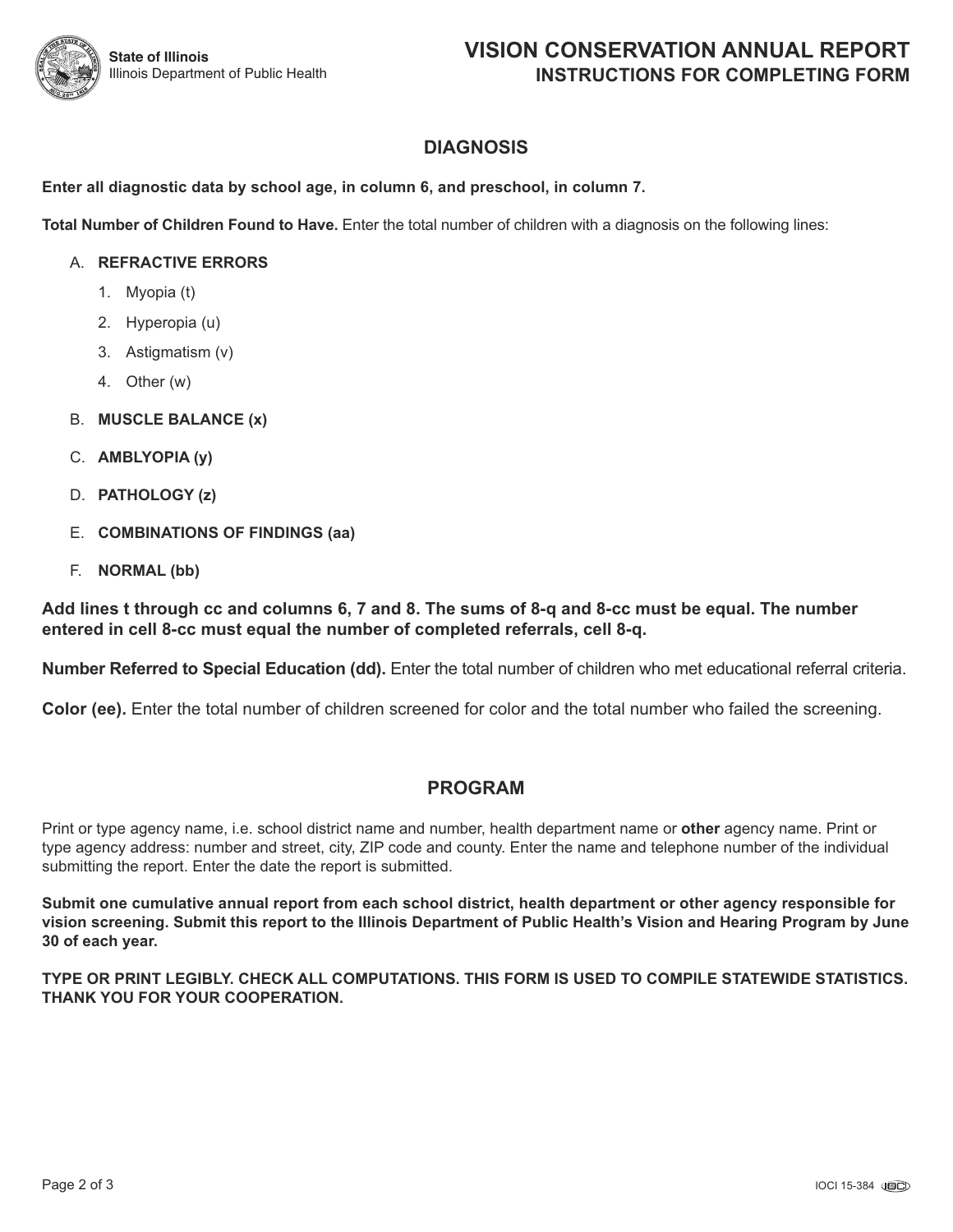State of Illinois
Illinois Department of Public Health

# VISION CONSERVATION ANNUAL REPORT
## INSTRUCTIONS FOR COMPLETING FORM

## DIAGNOSIS

**Enter all diagnostic data by school age, in column 6, and preschool, in column 7.**

**Total Number of Children Found to Have.** Enter the total number of children with a diagnosis on the following lines:

A. **REFRACTIVE ERRORS**
   1. Myopia (t)
   2. Hyperopia (u)
   3. Astigmatism (v)
   4. Other (w)

B. **MUSCLE BALANCE (x)**

C. **AMBLYOPIA (y)**

D. **PATHOLOGY (z)**

E. **COMBINATIONS OF FINDINGS (aa)**

F. **NORMAL (bb)**

**Add lines t through cc and columns 6, 7 and 8. The sums of 8-q and 8-cc must be equal. The number entered in cell 8-cc must equal the number of completed referrals, cell 8-q.**

**Number Referred to Special Education (dd).** Enter the total number of children who met educational referral criteria.

**Color (ee).** Enter the total number of children screened for color and the total number who failed the screening.

## PROGRAM

Print or type agency name, i.e. school district name and number, health department name or **other** agency name. Print or type agency address: number and street, city, ZIP code and county. Enter the name and telephone number of the individual submitting the report. Enter the date the report is submitted.

**Submit one cumulative annual report from each school district, health department or other agency responsible for vision screening. Submit this report to the Illinois Department of Public Health's Vision and Hearing Program by June 30 of each year.**

**TYPE OR PRINT LEGIBLY. CHECK ALL COMPUTATIONS. THIS FORM IS USED TO COMPILE STATEWIDE STATISTICS. THANK YOU FOR YOUR COOPERATION.**

IOCI 15-384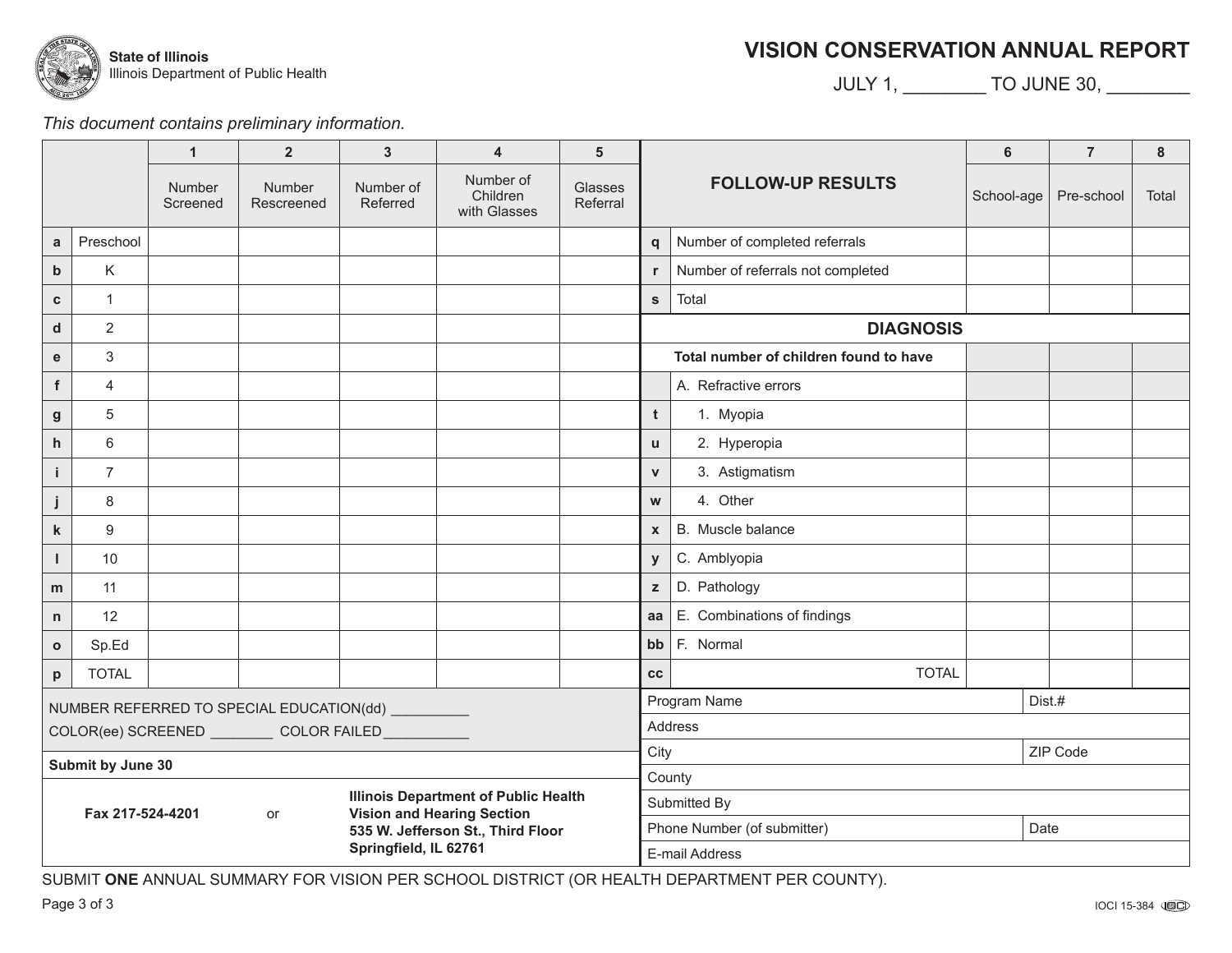State of Illinois
Illinois Department of Public Health

# VISION CONSERVATION ANNUAL REPORT

JULY 1, ________ TO JUNE 30, ________

*This document contains preliminary information.*

| | | 1 | 2 | 3 | 4 | 5 |
|---|---|---|---|---|---|---|
| | | Number Screened | Number Rescreened | Number of Referred | Number of Children with Glasses | Glasses Referral |
| a | Preschool | | | | | |
| b | K | | | | | |
| c | 1 | | | | | |
| d | 2 | | | | | |
| e | 3 | | | | | |
| f | 4 | | | | | |
| g | 5 | | | | | |
| h | 6 | | | | | |
| i | 7 | | | | | |
| j | 8 | | | | | |
| k | 9 | | | | | |
| l | 10 | | | | | |
| m | 11 | | | | | |
| n | 12 | | | | | |
| o | Sp.Ed | | | | | |
| p | TOTAL | | | | | |

NUMBER REFERRED TO SPECIAL EDUCATION(dd) __________
COLOR(ee) SCREENED ________ COLOR FAILED___________

| | | 6 | 7 | 8 |
|---|---|---|---|---|
| | **FOLLOW-UP RESULTS** | School-age | Pre-school | Total |
| q | Number of completed referrals | | | |
| r | Number of referrals not completed | | | |
| s | Total | | | |
| | **DIAGNOSIS** | | | |
| | **Total number of children found to have** | | | |
| | A. Refractive errors | | | |
| t | 1. Myopia | | | |
| u | 2. Hyperopia | | | |
| v | 3. Astigmatism | | | |
| w | 4. Other | | | |
| x | B. Muscle balance | | | |
| y | C. Amblyopia | | | |
| z | D. Pathology | | | |
| aa | E. Combinations of findings | | | |
| bb | F. Normal | | | |
| cc | TOTAL | | | |

| | |
|---|---|
| Program Name | Dist.# |
| Address | |
| City | ZIP Code |
| County | |
| Submitted By | |
| Phone Number (of submitter) | Date |
| E-mail Address | |

**Submit by June 30**

**Fax 217-524-4201** or **Illinois Department of Public Health**
**Vision and Hearing Section**
**535 W. Jefferson St., Third Floor**
**Springfield, IL 62761**

SUBMIT **ONE** ANNUAL SUMMARY FOR VISION PER SCHOOL DISTRICT (OR HEALTH DEPARTMENT PER COUNTY).

IOCI 15-384